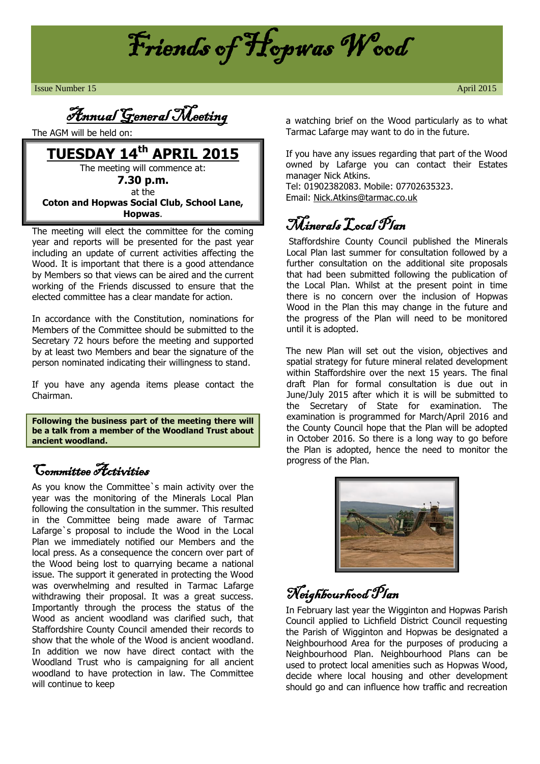# Friends of Hopwas Wood

Issue Number 15 April 2015

## Annual General Meeting

The AGM will be held on:

**TUESDAY 14th APRIL 2015**

The meeting will commence at:

**7.30 p.m.**

at the

**Coton and Hopwas Social Club, School Lane, Hopwas**.

The meeting will elect the committee for the coming year and reports will be presented for the past year including an update of current activities affecting the Wood. It is important that there is a good attendance by Members so that views can be aired and the current working of the Friends discussed to ensure that the elected committee has a clear mandate for action.

In accordance with the Constitution, nominations for Members of the Committee should be submitted to the Secretary 72 hours before the meeting and supported by at least two Members and bear the signature of the person nominated indicating their willingness to stand.

If you have any agenda items please contact the Chairman.

**Following the business part of the meeting there will be a talk from a member of the Woodland Trust about ancient woodland.**

## Committee Activities

As you know the Committee`s main activity over the year was the monitoring of the Minerals Local Plan following the consultation in the summer. This resulted in the Committee being made aware of Tarmac Lafarge`s proposal to include the Wood in the Local Plan we immediately notified our Members and the local press. As a consequence the concern over part of the Wood being lost to quarrying became a national issue. The support it generated in protecting the Wood was overwhelming and resulted in Tarmac Lafarge withdrawing their proposal. It was a great success. Importantly through the process the status of the Wood as ancient woodland was clarified such, that Staffordshire County Council amended their records to show that the whole of the Wood is ancient woodland. In addition we now have direct contact with the Woodland Trust who is campaigning for all ancient woodland to have protection in law. The Committee will continue to keep a watching brief on the Wood particularly as to what Tarmac Lafarge may want to do in the future.

If you have any issues regarding that part of the Wood owned by Lafarge you can contact their Estates manager Nick Atkins.
Tel: 01902382083. Mobile: 07702635323.
Email: Nick.Atkins@tarmac.co.uk

## Minerals Local Plan

Staffordshire County Council published the Minerals Local Plan last summer for consultation followed by a further consultation on the additional site proposals that had been submitted following the publication of the Local Plan. Whilst at the present point in time there is no concern over the inclusion of Hopwas Wood in the Plan this may change in the future and the progress of the Plan will need to be monitored until it is adopted.

The new Plan will set out the vision, objectives and spatial strategy for future mineral related development within Staffordshire over the next 15 years. The final draft Plan for formal consultation is due out in June/July 2015 after which it is will be submitted to the Secretary of State for examination. The examination is programmed for March/April 2016 and the County Council hope that the Plan will be adopted in October 2016. So there is a long way to go before the Plan is adopted, hence the need to monitor the progress of the Plan.

## Neighbourhood Plan

In February last year the Wigginton and Hopwas Parish Council applied to Lichfield District Council requesting the Parish of Wigginton and Hopwas be designated a Neighbourhood Area for the purposes of producing a Neighbourhood Plan. Neighbourhood Plans can be used to protect local amenities such as Hopwas Wood, decide where local housing and other development should go and can influence how traffic and recreation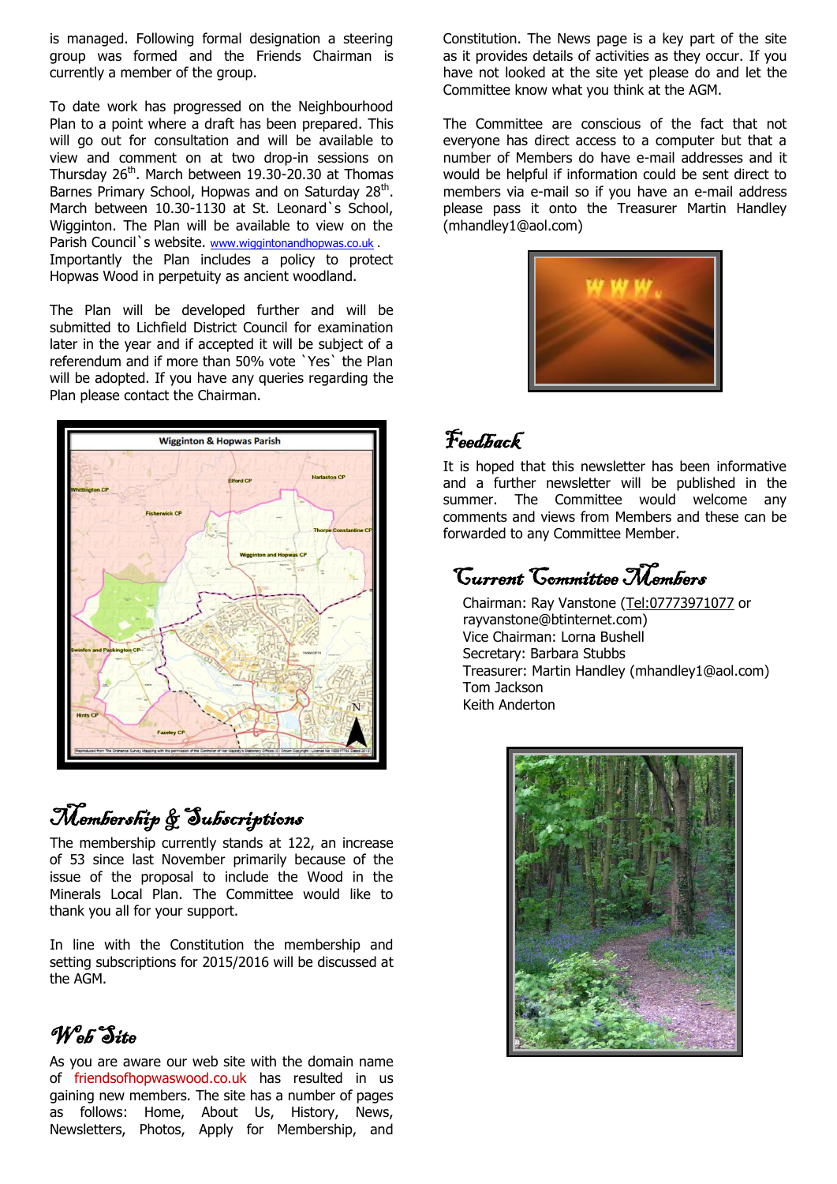is managed. Following formal designation a steering group was formed and the Friends Chairman is currently a member of the group.

To date work has progressed on the Neighbourhood Plan to a point where a draft has been prepared. This will go out for consultation and will be available to view and comment on at two drop-in sessions on Thursday 26th. March between 19.30-20.30 at Thomas Barnes Primary School, Hopwas and on Saturday 28th. March between 10.30-1130 at St. Leonard`s School, Wigginton. The Plan will be available to view on the Parish Council`s website. www.wiggintonandhopwas.co.uk . Importantly the Plan includes a policy to protect Hopwas Wood in perpetuity as ancient woodland.

The Plan will be developed further and will be submitted to Lichfield District Council for examination later in the year and if accepted it will be subject of a referendum and if more than 50% vote `Yes` the Plan will be adopted. If you have any queries regarding the Plan please contact the Chairman.

Wigginton & Hopwas Parish

Whittington CP

Elford CP

Harlaston CP

Fisherwick CP

Thorpe Constantine CP

Wigginton and Hopwas CP

Swinfen and Packington CP

TAMWORTH

Hints CP

Fazeley CP

N

## Membership & Subscriptions

The membership currently stands at 122, an increase of 53 since last November primarily because of the issue of the proposal to include the Wood in the Minerals Local Plan. The Committee would like to thank you all for your support.

In line with the Constitution the membership and setting subscriptions for 2015/2016 will be discussed at the AGM.

## Web Site

As you are aware our web site with the domain name of friendsofhopwaswood.co.uk has resulted in us gaining new members. The site has a number of pages as follows: Home, About Us, History, News, Newsletters, Photos, Apply for Membership, and Constitution. The News page is a key part of the site as it provides details of activities as they occur. If you have not looked at the site yet please do and let the Committee know what you think at the AGM.

The Committee are conscious of the fact that not everyone has direct access to a computer but that a number of Members do have e-mail addresses and it would be helpful if information could be sent direct to members via e-mail so if you have an e-mail address please pass it onto the Treasurer Martin Handley (mhandley1@aol.com)

## Feedback

It is hoped that this newsletter has been informative and a further newsletter will be published in the summer. The Committee would welcome any comments and views from Members and these can be forwarded to any Committee Member.

## Current Committee Members

Chairman: Ray Vanstone (Tel:07773971077 or rayvanstone@btinternet.com)
Vice Chairman: Lorna Bushell
Secretary: Barbara Stubbs
Treasurer: Martin Handley (mhandley1@aol.com)
Tom Jackson
Keith Anderton